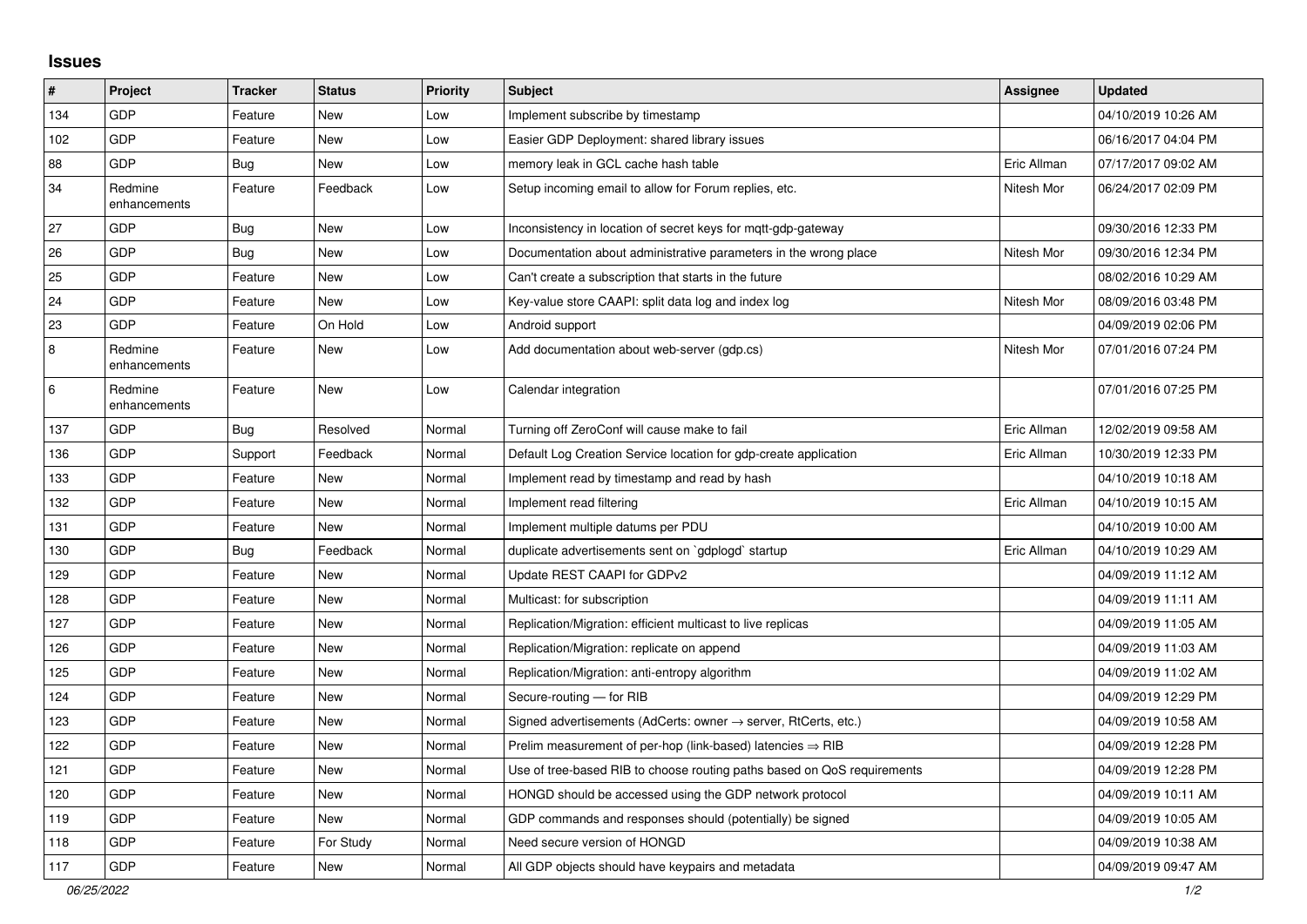## Issues

| # | Project | Tracker | Status | Priority | Subject | Assignee | Updated |
|---|---|---|---|---|---|---|---|
| 134 | GDP | Feature | New | Low | Implement subscribe by timestamp | | 04/10/2019 10:26 AM |
| 102 | GDP | Feature | New | Low | Easier GDP Deployment: shared library issues | | 06/16/2017 04:04 PM |
| 88 | GDP | Bug | New | Low | memory leak in GCL cache hash table | Eric Allman | 07/17/2017 09:02 AM |
| 34 | Redmine enhancements | Feature | Feedback | Low | Setup incoming email to allow for Forum replies, etc. | Nitesh Mor | 06/24/2017 02:09 PM |
| 27 | GDP | Bug | New | Low | Inconsistency in location of secret keys for mqtt-gdp-gateway | | 09/30/2016 12:33 PM |
| 26 | GDP | Bug | New | Low | Documentation about administrative parameters in the wrong place | Nitesh Mor | 09/30/2016 12:34 PM |
| 25 | GDP | Feature | New | Low | Can't create a subscription that starts in the future | | 08/02/2016 10:29 AM |
| 24 | GDP | Feature | New | Low | Key-value store CAAPI: split data log and index log | Nitesh Mor | 08/09/2016 03:48 PM |
| 23 | GDP | Feature | On Hold | Low | Android support | | 04/09/2019 02:06 PM |
| 8 | Redmine enhancements | Feature | New | Low | Add documentation about web-server (gdp.cs) | Nitesh Mor | 07/01/2016 07:24 PM |
| 6 | Redmine enhancements | Feature | New | Low | Calendar integration | | 07/01/2016 07:25 PM |
| 137 | GDP | Bug | Resolved | Normal | Turning off ZeroConf will cause make to fail | Eric Allman | 12/02/2019 09:58 AM |
| 136 | GDP | Support | Feedback | Normal | Default Log Creation Service location for gdp-create application | Eric Allman | 10/30/2019 12:33 PM |
| 133 | GDP | Feature | New | Normal | Implement read by timestamp and read by hash | | 04/10/2019 10:18 AM |
| 132 | GDP | Feature | New | Normal | Implement read filtering | Eric Allman | 04/10/2019 10:15 AM |
| 131 | GDP | Feature | New | Normal | Implement multiple datums per PDU | | 04/10/2019 10:00 AM |
| 130 | GDP | Bug | Feedback | Normal | duplicate advertisements sent on `gdplogd` startup | Eric Allman | 04/10/2019 10:29 AM |
| 129 | GDP | Feature | New | Normal | Update REST CAAPI for GDPv2 | | 04/09/2019 11:12 AM |
| 128 | GDP | Feature | New | Normal | Multicast: for subscription | | 04/09/2019 11:11 AM |
| 127 | GDP | Feature | New | Normal | Replication/Migration: efficient multicast to live replicas | | 04/09/2019 11:05 AM |
| 126 | GDP | Feature | New | Normal | Replication/Migration: replicate on append | | 04/09/2019 11:03 AM |
| 125 | GDP | Feature | New | Normal | Replication/Migration: anti-entropy algorithm | | 04/09/2019 11:02 AM |
| 124 | GDP | Feature | New | Normal | Secure-routing — for RIB | | 04/09/2019 12:29 PM |
| 123 | GDP | Feature | New | Normal | Signed advertisements (AdCerts: owner → server, RtCerts, etc.) | | 04/09/2019 10:58 AM |
| 122 | GDP | Feature | New | Normal | Prelim measurement of per-hop (link-based) latencies ⇒ RIB | | 04/09/2019 12:28 PM |
| 121 | GDP | Feature | New | Normal | Use of tree-based RIB to choose routing paths based on QoS requirements | | 04/09/2019 12:28 PM |
| 120 | GDP | Feature | New | Normal | HONGD should be accessed using the GDP network protocol | | 04/09/2019 10:11 AM |
| 119 | GDP | Feature | New | Normal | GDP commands and responses should (potentially) be signed | | 04/09/2019 10:05 AM |
| 118 | GDP | Feature | For Study | Normal | Need secure version of HONGD | | 04/09/2019 10:38 AM |
| 117 | GDP | Feature | New | Normal | All GDP objects should have keypairs and metadata | | 04/09/2019 09:47 AM |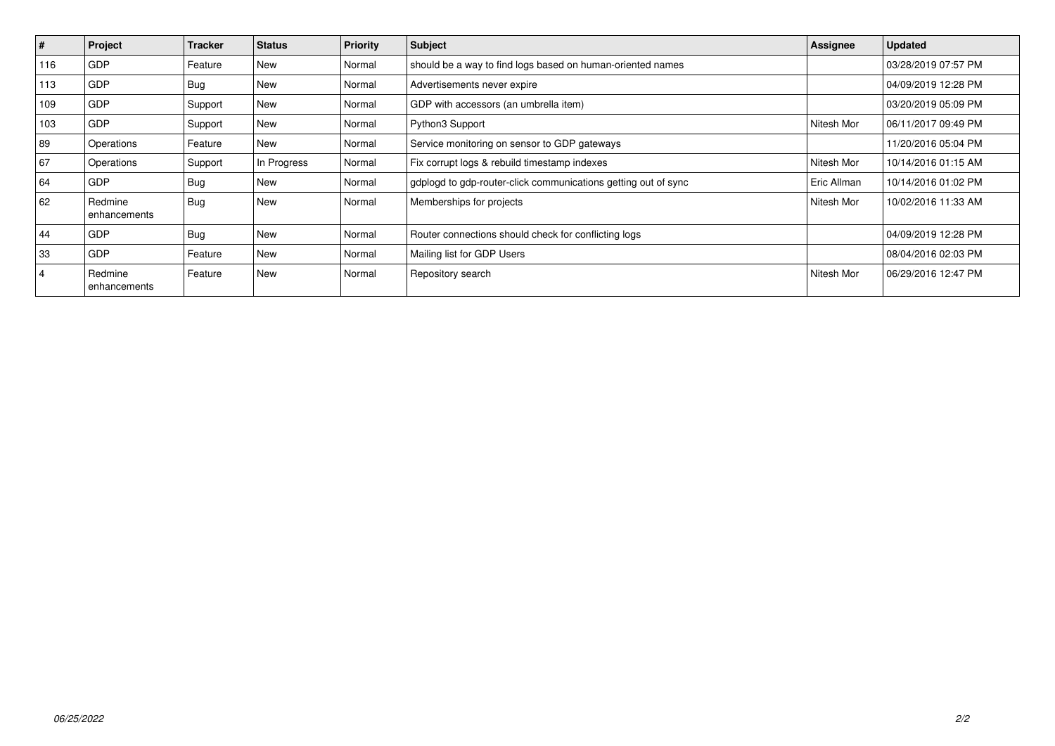| # | Project | Tracker | Status | Priority | Subject | Assignee | Updated |
|---|---|---|---|---|---|---|---|
| 116 | GDP | Feature | New | Normal | should be a way to find logs based on human-oriented names | | 03/28/2019 07:57 PM |
| 113 | GDP | Bug | New | Normal | Advertisements never expire | | 04/09/2019 12:28 PM |
| 109 | GDP | Support | New | Normal | GDP with accessors (an umbrella item) | | 03/20/2019 05:09 PM |
| 103 | GDP | Support | New | Normal | Python3 Support | Nitesh Mor | 06/11/2017 09:49 PM |
| 89 | Operations | Feature | New | Normal | Service monitoring on sensor to GDP gateways | | 11/20/2016 05:04 PM |
| 67 | Operations | Support | In Progress | Normal | Fix corrupt logs & rebuild timestamp indexes | Nitesh Mor | 10/14/2016 01:15 AM |
| 64 | GDP | Bug | New | Normal | gdplogd to gdp-router-click communications getting out of sync | Eric Allman | 10/14/2016 01:02 PM |
| 62 | Redmine enhancements | Bug | New | Normal | Memberships for projects | Nitesh Mor | 10/02/2016 11:33 AM |
| 44 | GDP | Bug | New | Normal | Router connections should check for conflicting logs | | 04/09/2019 12:28 PM |
| 33 | GDP | Feature | New | Normal | Mailing list for GDP Users | | 08/04/2016 02:03 PM |
| 4 | Redmine enhancements | Feature | New | Normal | Repository search | Nitesh Mor | 06/29/2016 12:47 PM |